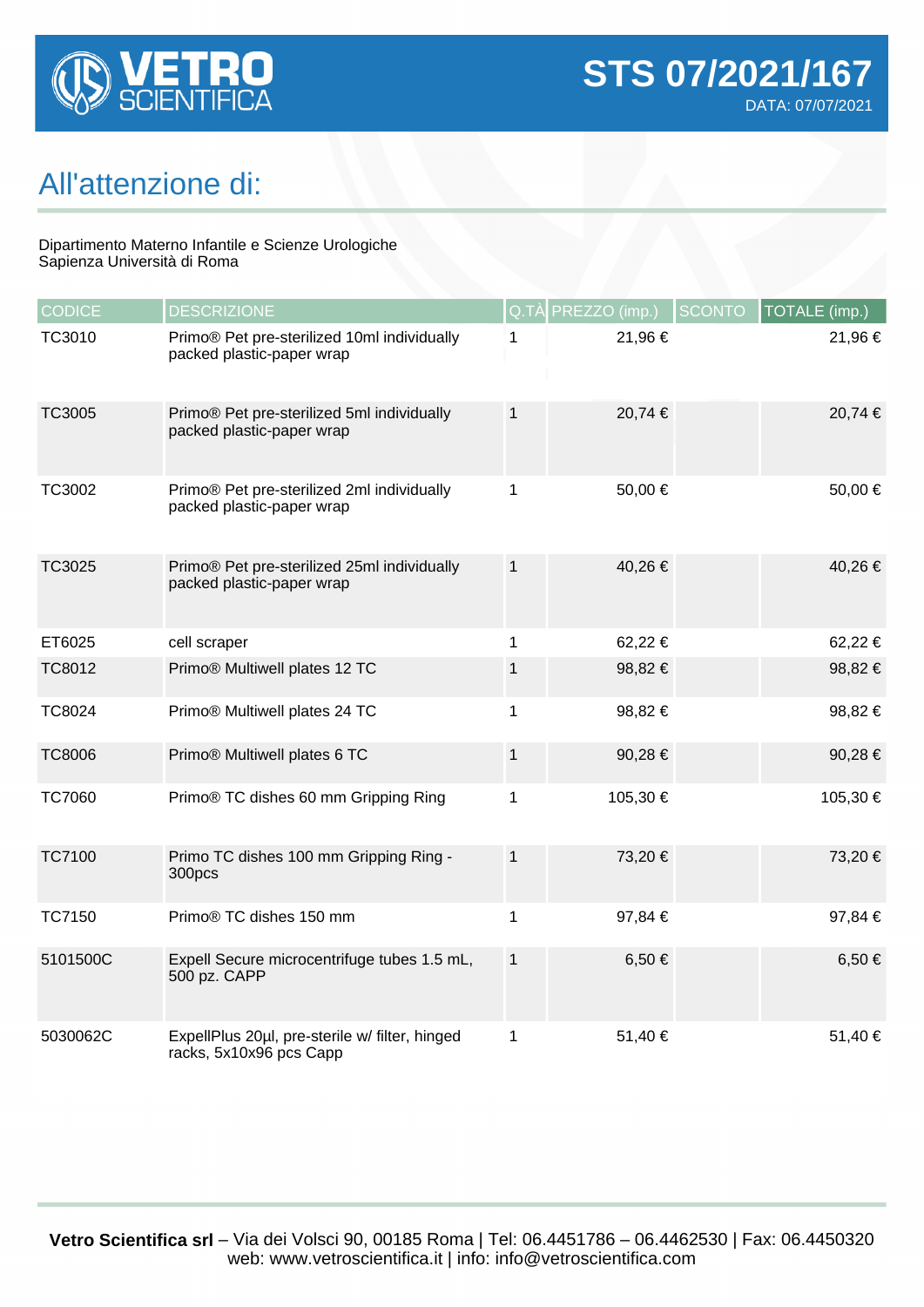**VETRO SCIENTIFICA**

# STS 07/2021/167

DATA: 07/07/2021

## All'attenzione di:

Dipartimento Materno Infantile e Scienze Urologiche
Sapienza Università di Roma

| CODICE | DESCRIZIONE | Q.TÀ | PREZZO (imp.) | SCONTO | TOTALE (imp.) |
|---|---|---|---|---|---|
| TC3010 | Primo® Pet pre-sterilized 10ml individually packed plastic-paper wrap | 1 | 21,96 € | | 21,96 € |
| TC3005 | Primo® Pet pre-sterilized 5ml individually packed plastic-paper wrap | 1 | 20,74 € | | 20,74 € |
| TC3002 | Primo® Pet pre-sterilized 2ml individually packed plastic-paper wrap | 1 | 50,00 € | | 50,00 € |
| TC3025 | Primo® Pet pre-sterilized 25ml individually packed plastic-paper wrap | 1 | 40,26 € | | 40,26 € |
| ET6025 | cell scraper | 1 | 62,22 € | | 62,22 € |
| TC8012 | Primo® Multiwell plates 12 TC | 1 | 98,82 € | | 98,82 € |
| TC8024 | Primo® Multiwell plates 24 TC | 1 | 98,82 € | | 98,82 € |
| TC8006 | Primo® Multiwell plates 6 TC | 1 | 90,28 € | | 90,28 € |
| TC7060 | Primo® TC dishes 60 mm Gripping Ring | 1 | 105,30 € | | 105,30 € |
| TC7100 | Primo TC dishes 100 mm Gripping Ring - 300pcs | 1 | 73,20 € | | 73,20 € |
| TC7150 | Primo® TC dishes 150 mm | 1 | 97,84 € | | 97,84 € |
| 5101500C | Expell Secure microcentrifuge tubes 1.5 mL, 500 pz. CAPP | 1 | 6,50 € | | 6,50 € |
| 5030062C | ExpellPlus 20µl, pre-sterile w/ filter, hinged racks, 5x10x96 pcs Capp | 1 | 51,40 € | | 51,40 € |

**Vetro Scientifica srl** – Via dei Volsci 90, 00185 Roma | Tel: 06.4451786 – 06.4462530 | Fax: 06.4450320
web: www.vetroscientifica.it | info: info@vetroscientifica.com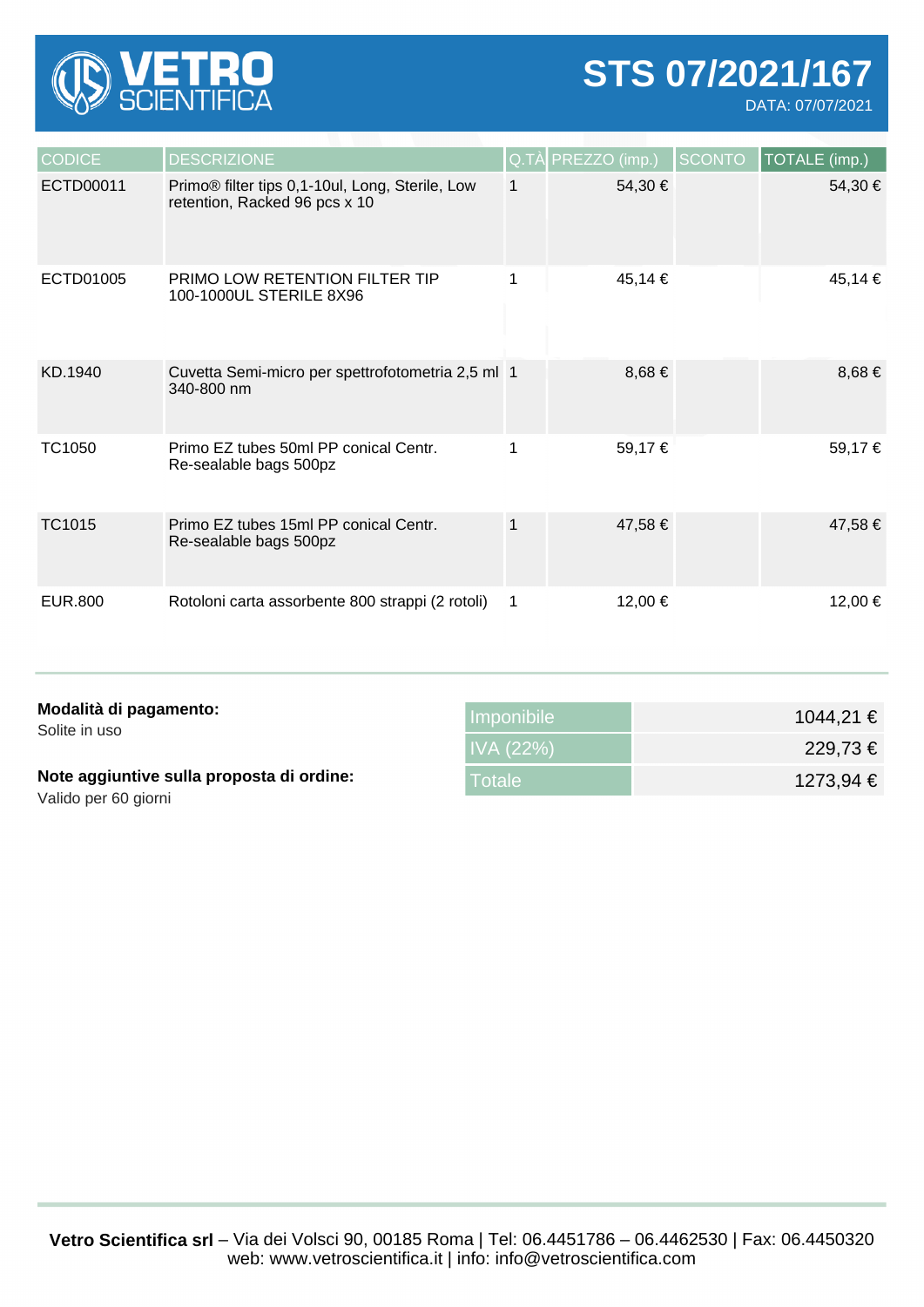# VETRO SCIENTIFICA

## STS 07/2021/167

DATA: 07/07/2021

| CODICE | DESCRIZIONE | Q.TÀ | PREZZO (imp.) | SCONTO | TOTALE (imp.) |
|---|---|---|---|---|---|
| ECTD00011 | Primo® filter tips 0,1-10ul, Long, Sterile, Low retention, Racked 96 pcs x 10 | 1 | 54,30 € | | 54,30 € |
| ECTD01005 | PRIMO LOW RETENTION FILTER TIP 100-1000UL STERILE 8X96 | 1 | 45,14 € | | 45,14 € |
| KD.1940 | Cuvetta Semi-micro per spettrofotometria 2,5 ml 340-800 nm | 1 | 8,68 € | | 8,68 € |
| TC1050 | Primo EZ tubes 50ml PP conical Centr. Re-sealable bags 500pz | 1 | 59,17 € | | 59,17 € |
| TC1015 | Primo EZ tubes 15ml PP conical Centr. Re-sealable bags 500pz | 1 | 47,58 € | | 47,58 € |
| EUR.800 | Rotoloni carta assorbente 800 strappi (2 rotoli) | 1 | 12,00 € | | 12,00 € |

**Modalità di pagamento:**
Solite in uso

**Note aggiuntive sulla proposta di ordine:**
Valido per 60 giorni

| | |
|---|---|
| Imponibile | 1044,21 € |
| IVA (22%) | 229,73 € |
| Totale | 1273,94 € |

**Vetro Scientifica srl** – Via dei Volsci 90, 00185 Roma | Tel: 06.4451786 – 06.4462530 | Fax: 06.4450320
web: www.vetroscientifica.it | info: info@vetroscientifica.com